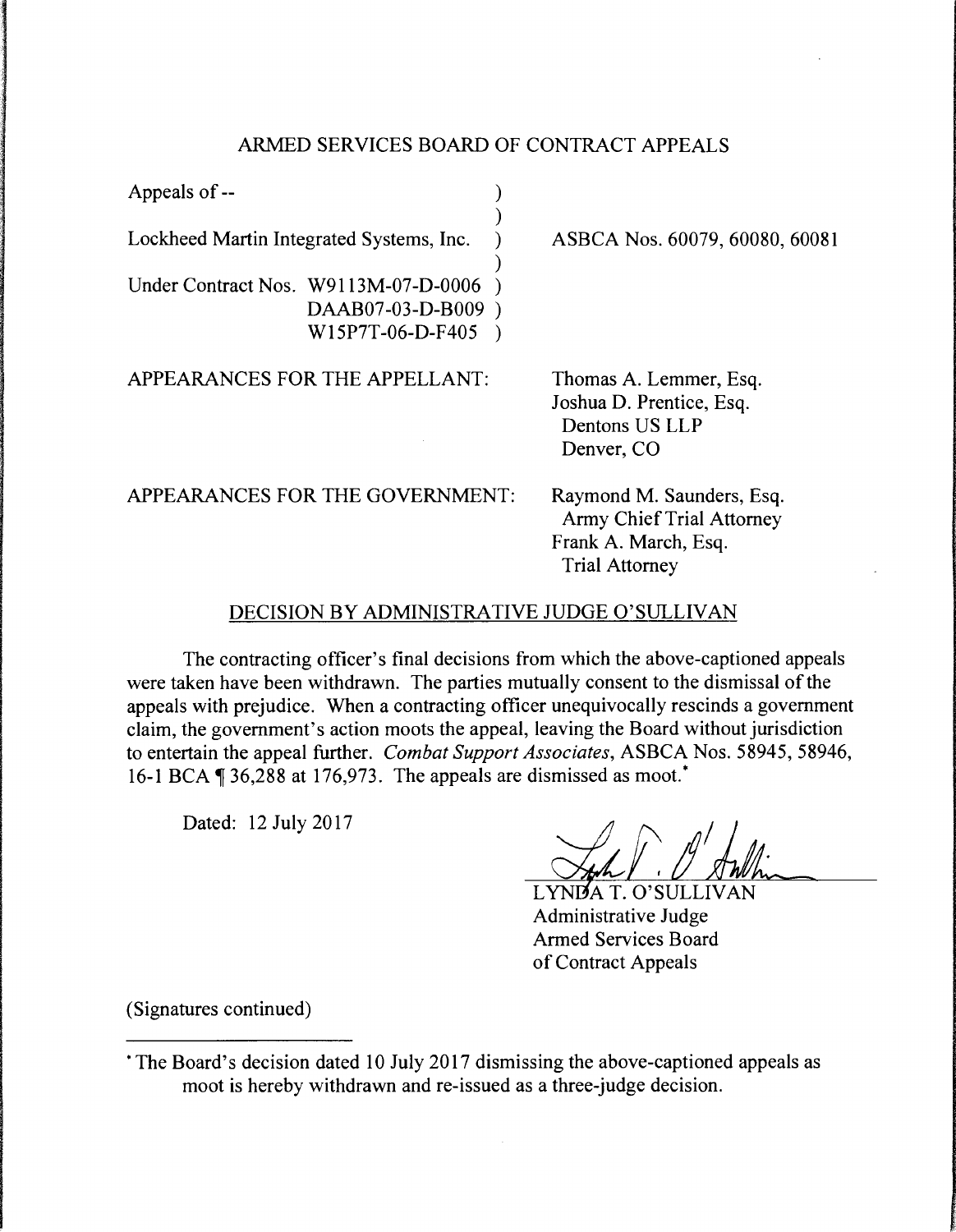# ARMED SERVICES BOARD OF CONTRACT APPEALS

| | |
|---|---|
| Appeals of -- | |
| Lockheed Martin Integrated Systems, Inc. | ASBCA Nos. 60079, 60080, 60081 |
| Under Contract Nos. W9113M-07-D-0006<br>DAAB07-03-D-B009<br>W15P7T-06-D-F405 | |

APPEARANCES FOR THE APPELLANT:

Thomas A. Lemmer, Esq.
Joshua D. Prentice, Esq.
Dentons US LLP
Denver, CO

APPEARANCES FOR THE GOVERNMENT:

Raymond M. Saunders, Esq.
Army Chief Trial Attorney
Frank A. March, Esq.
Trial Attorney

## DECISION BY ADMINISTRATIVE JUDGE O'SULLIVAN

The contracting officer's final decisions from which the above-captioned appeals were taken have been withdrawn. The parties mutually consent to the dismissal of the appeals with prejudice. When a contracting officer unequivocally rescinds a government claim, the government's action moots the appeal, leaving the Board without jurisdiction to entertain the appeal further. *Combat Support Associates*, ASBCA Nos. 58945, 58946, 16-1 BCA ¶ 36,288 at 176,973. The appeals are dismissed as moot.*

Dated: 12 July 2017

LYNDA T. O'SULLIVAN
Administrative Judge
Armed Services Board
of Contract Appeals

(Signatures continued)

---

*The Board's decision dated 10 July 2017 dismissing the above-captioned appeals as moot is hereby withdrawn and re-issued as a three-judge decision.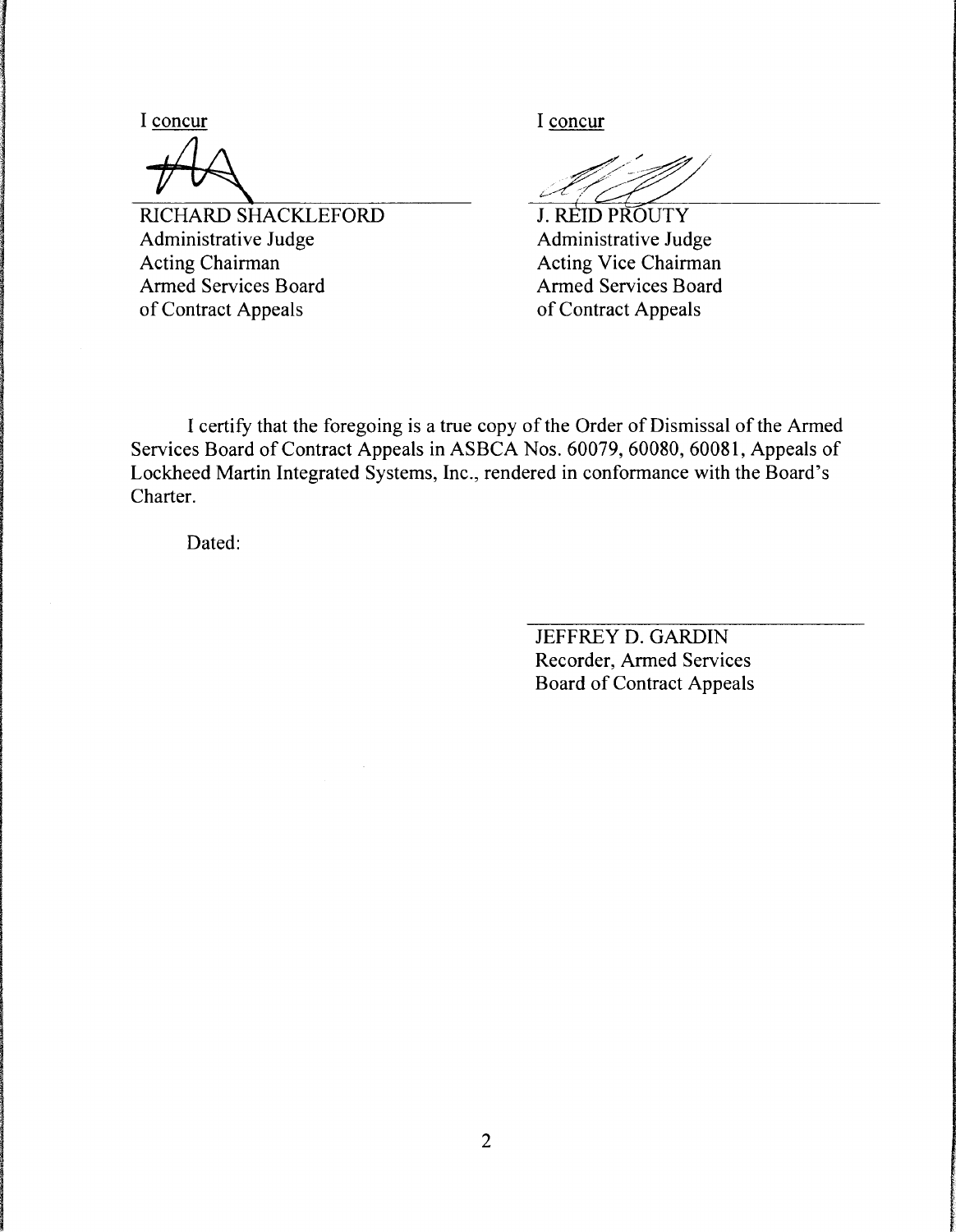I concur

RICHARD SHACKLEFORD
Administrative Judge
Acting Chairman
Armed Services Board
of Contract Appeals

I concur

J. REID PROUTY
Administrative Judge
Acting Vice Chairman
Armed Services Board
of Contract Appeals

I certify that the foregoing is a true copy of the Order of Dismissal of the Armed Services Board of Contract Appeals in ASBCA Nos. 60079, 60080, 60081, Appeals of Lockheed Martin Integrated Systems, Inc., rendered in conformance with the Board's Charter.

Dated:

JEFFREY D. GARDIN
Recorder, Armed Services
Board of Contract Appeals